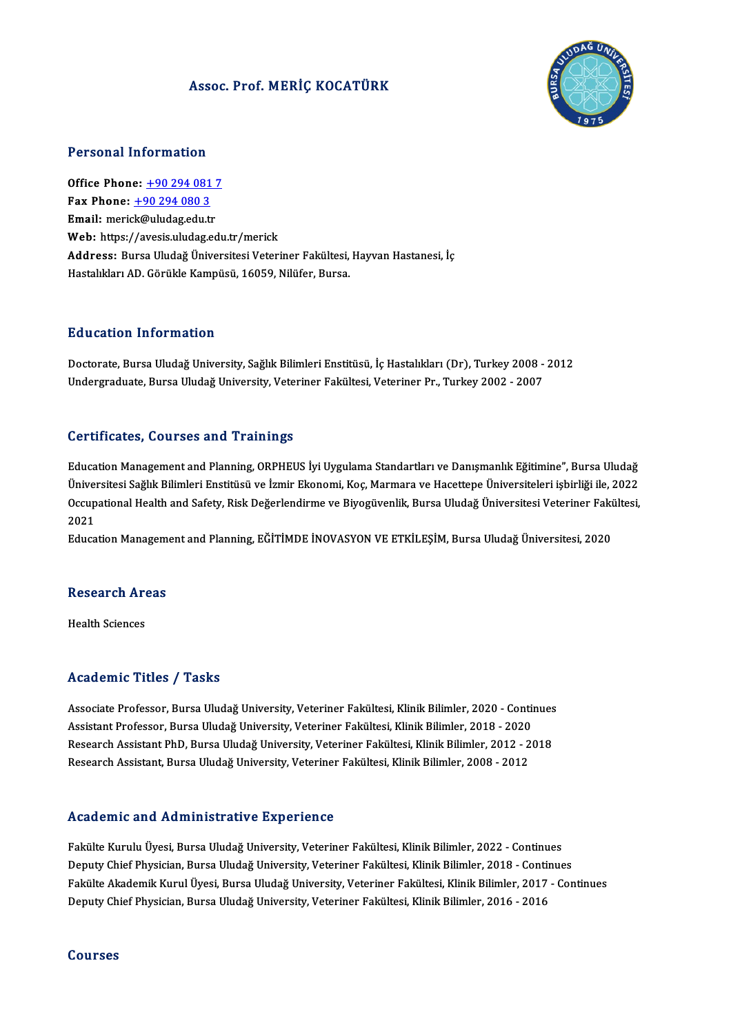# Assoc. Prof. MERİÇ KOCATÜRK

## Personal Information

**Office Phone:** +90 294 081 7
**Fax Phone:** +90 294 080 3
**Email:** merick@uludag.edu.tr
**Web:** https://avesis.uludag.edu.tr/merick
**Address:** Bursa Uludağ Üniversitesi Veteriner Fakültesi, Hayvan Hastanesi, İç Hastalıkları AD. Görükle Kampüsü, 16059, Nilüfer, Bursa.

## Education Information

Doctorate, Bursa Uludağ University, Sağlık Bilimleri Enstitüsü, İç Hastalıkları (Dr), Turkey 2008 - 2012
Undergraduate, Bursa Uludağ University, Veteriner Fakültesi, Veteriner Pr., Turkey 2002 - 2007

## Certificates, Courses and Trainings

Education Management and Planning, ORPHEUS İyi Uygulama Standartları ve Danışmanlık Eğitimine", Bursa Uludağ Üniversitesi Sağlık Bilimleri Enstitüsü ve İzmir Ekonomi, Koç, Marmara ve Hacettepe Üniversiteleri işbirliği ile, 2022
Occupational Health and Safety, Risk Değerlendirme ve Biyogüvenlik, Bursa Uludağ Üniversitesi Veteriner Fakültesi, 2021
Education Management and Planning, EĞİTİMDE İNOVASYON VE ETKİLEŞİM, Bursa Uludağ Üniversitesi, 2020

## Research Areas

Health Sciences

## Academic Titles / Tasks

Associate Professor, Bursa Uludağ University, Veteriner Fakültesi, Klinik Bilimler, 2020 - Continues
Assistant Professor, Bursa Uludağ University, Veteriner Fakültesi, Klinik Bilimler, 2018 - 2020
Research Assistant PhD, Bursa Uludağ University, Veteriner Fakültesi, Klinik Bilimler, 2012 - 2018
Research Assistant, Bursa Uludağ University, Veteriner Fakültesi, Klinik Bilimler, 2008 - 2012

## Academic and Administrative Experience

Fakülte Kurulu Üyesi, Bursa Uludağ University, Veteriner Fakültesi, Klinik Bilimler, 2022 - Continues
Deputy Chief Physician, Bursa Uludağ University, Veteriner Fakültesi, Klinik Bilimler, 2018 - Continues
Fakülte Akademik Kurul Üyesi, Bursa Uludağ University, Veteriner Fakültesi, Klinik Bilimler, 2017 - Continues
Deputy Chief Physician, Bursa Uludağ University, Veteriner Fakültesi, Klinik Bilimler, 2016 - 2016

## Courses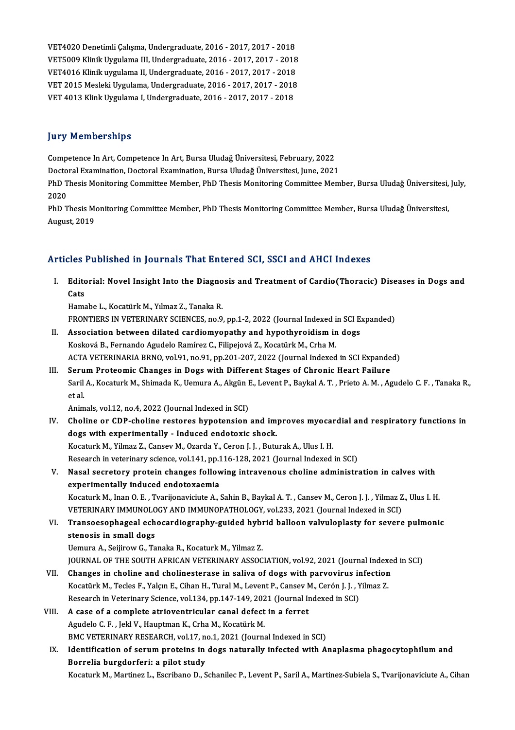VET4020 Denetimli Çalışma, Undergraduate, 2016 - 2017, 2017 - 2018
VET5009 Klinik Uygulama III, Undergraduate, 2016 - 2017, 2017 - 2018
VET4016 Klinik uygulama II, Undergraduate, 2016 - 2017, 2017 - 2018
VET 2015 Mesleki Uygulama, Undergraduate, 2016 - 2017, 2017 - 2018
VET 4013 Klink Uygulama I, Undergraduate, 2016 - 2017, 2017 - 2018

## Jury Memberships

Competence In Art, Competence In Art, Bursa Uludağ Üniversitesi, February, 2022
Doctoral Examination, Doctoral Examination, Bursa Uludağ Üniversitesi, June, 2021
PhD Thesis Monitoring Committee Member, PhD Thesis Monitoring Committee Member, Bursa Uludağ Üniversitesi, July, 2020
PhD Thesis Monitoring Committee Member, PhD Thesis Monitoring Committee Member, Bursa Uludağ Üniversitesi, August, 2019

## Articles Published in Journals That Entered SCI, SSCI and AHCI Indexes

I. **Editorial: Novel Insight Into the Diagnosis and Treatment of Cardio(Thoracic) Diseases in Dogs and Cats**
Hamabe L., Kocatürk M., Yılmaz Z., Tanaka R.
FRONTIERS IN VETERINARY SCIENCES, no.9, pp.1-2, 2022 (Journal Indexed in SCI Expanded)

II. **Association between dilated cardiomyopathy and hypothyroidism in dogs**
Kosková B., Fernando Agudelo Ramírez C., Filipejová Z., Kocatürk M., Crha M.
ACTA VETERINARIA BRNO, vol.91, no.91, pp.201-207, 2022 (Journal Indexed in SCI Expanded)

III. **Serum Proteomic Changes in Dogs with Different Stages of Chronic Heart Failure**
Saril A., Kocaturk M., Shimada K., Uemura A., Akgün E., Levent P., Baykal A. T. , Prieto A. M. , Agudelo C. F. , Tanaka R., et al.
Animals, vol.12, no.4, 2022 (Journal Indexed in SCI)

IV. **Choline or CDP-choline restores hypotension and improves myocardial and respiratory functions in dogs with experimentally - Induced endotoxic shock.**
Kocaturk M., Yilmaz Z., Cansev M., Ozarda Y., Ceron J. J. , Buturak A., Ulus I. H.
Research in veterinary science, vol.141, pp.116-128, 2021 (Journal Indexed in SCI)

V. **Nasal secretory protein changes following intravenous choline administration in calves with experimentally induced endotoxaemia**
Kocaturk M., Inan O. E. , Tvarijonaviciute A., Sahin B., Baykal A. T. , Cansev M., Ceron J. J. , Yilmaz Z., Ulus I. H.
VETERINARY IMMUNOLOGY AND IMMUNOPATHOLOGY, vol.233, 2021 (Journal Indexed in SCI)

VI. **Transoesophageal echocardiography-guided hybrid balloon valvuloplasty for severe pulmonic stenosis in small dogs**
Uemura A., Seijirow G., Tanaka R., Kocaturk M., Yilmaz Z.
JOURNAL OF THE SOUTH AFRICAN VETERINARY ASSOCIATION, vol.92, 2021 (Journal Indexed in SCI)

VII. **Changes in choline and cholinesterase in saliva of dogs with parvovirus infection**
Kocatürk M., Tecles F., Yalçın E., Cihan H., Tural M., Levent P., Cansev M., Cerón J. J. , Yilmaz Z.
Research in Veterinary Science, vol.134, pp.147-149, 2021 (Journal Indexed in SCI)

VIII. **A case of a complete atrioventricular canal defect in a ferret**
Agudelo C. F. , Jekl V., Hauptman K., Crha M., Kocatürk M.
BMC VETERINARY RESEARCH, vol.17, no.1, 2021 (Journal Indexed in SCI)

IX. **Identification of serum proteins in dogs naturally infected with Anaplasma phagocytophilum and Borrelia burgdorferi: a pilot study**
Kocaturk M., Martinez L., Escribano D., Schanilec P., Levent P., Saril A., Martinez-Subiela S., Tvarijonaviciute A., Cihan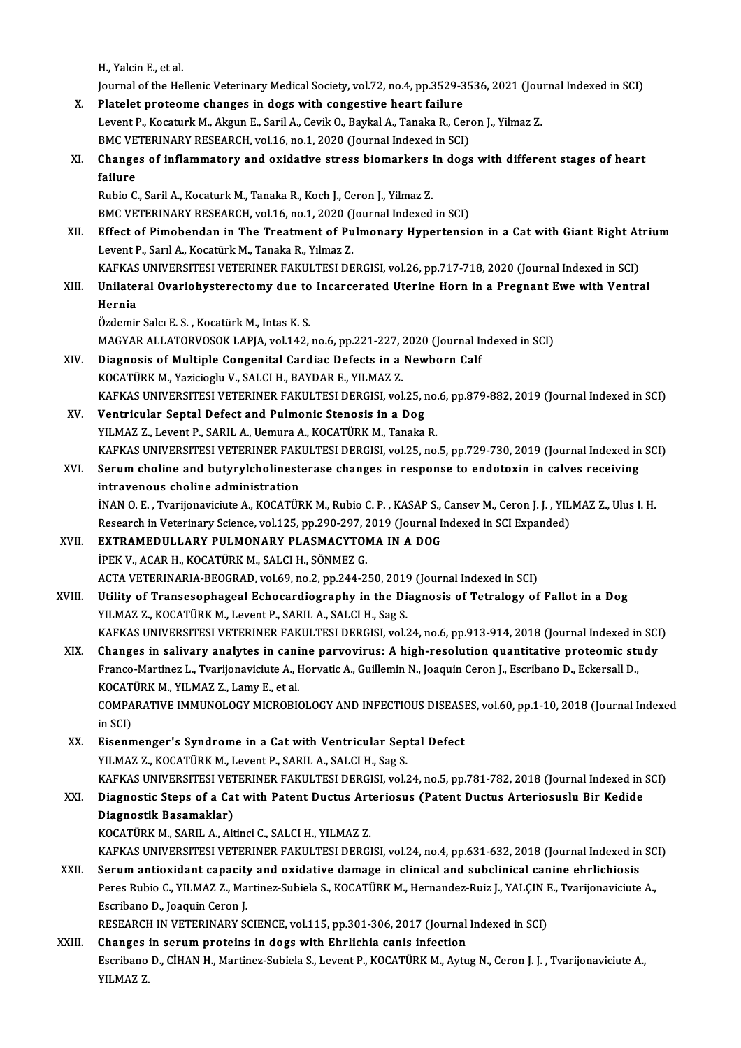H., Yalcin E., et al.
Journal of the Hellenic Veterinary Medical Society, vol.72, no.4, pp.3529-3536, 2021 (Journal Indexed in SCI)

X. **Platelet proteome changes in dogs with congestive heart failure**
Levent P., Kocaturk M., Akgun E., Saril A., Cevik O., Baykal A., Tanaka R., Ceron J., Yilmaz Z.
BMC VETERINARY RESEARCH, vol.16, no.1, 2020 (Journal Indexed in SCI)

XI. **Changes of inflammatory and oxidative stress biomarkers in dogs with different stages of heart failure**
Rubio C., Saril A., Kocaturk M., Tanaka R., Koch J., Ceron J., Yilmaz Z.
BMC VETERINARY RESEARCH, vol.16, no.1, 2020 (Journal Indexed in SCI)

XII. **Effect of Pimobendan in The Treatment of Pulmonary Hypertension in a Cat with Giant Right Atrium**
Levent P., Sarıl A., Kocatürk M., Tanaka R., Yılmaz Z.
KAFKAS UNIVERSITESI VETERINER FAKULTESI DERGISI, vol.26, pp.717-718, 2020 (Journal Indexed in SCI)

XIII. **Unilateral Ovariohysterectomy due to Incarcerated Uterine Horn in a Pregnant Ewe with Ventral Hernia**
Özdemir Salcı E. S. , Kocatürk M., Intas K. S.
MAGYAR ALLATORVOSOK LAPJA, vol.142, no.6, pp.221-227, 2020 (Journal Indexed in SCI)

XIV. **Diagnosis of Multiple Congenital Cardiac Defects in a Newborn Calf**
KOCATÜRK M., Yazicioglu V., SALCI H., BAYDAR E., YILMAZ Z.
KAFKAS UNIVERSITESI VETERINER FAKULTESI DERGISI, vol.25, no.6, pp.879-882, 2019 (Journal Indexed in SCI)

XV. **Ventricular Septal Defect and Pulmonic Stenosis in a Dog**
YILMAZ Z., Levent P., SARIL A., Uemura A., KOCATÜRK M., Tanaka R.
KAFKAS UNIVERSITESI VETERINER FAKULTESI DERGISI, vol.25, no.5, pp.729-730, 2019 (Journal Indexed in SCI)

XVI. **Serum choline and butyrylcholinesterase changes in response to endotoxin in calves receiving intravenous choline administration**
İNAN O. E. , Tvarijonaviciute A., KOCATÜRK M., Rubio C. P. , KASAP S., Cansev M., Ceron J. J. , YILMAZ Z., Ulus I. H.
Research in Veterinary Science, vol.125, pp.290-297, 2019 (Journal Indexed in SCI Expanded)

XVII. **EXTRAMEDULLARY PULMONARY PLASMACYTOMA IN A DOG**
İPEK V., ACAR H., KOCATÜRK M., SALCI H., SÖNMEZ G.
ACTA VETERINARIA-BEOGRAD, vol.69, no.2, pp.244-250, 2019 (Journal Indexed in SCI)

XVIII. **Utility of Transesophageal Echocardiography in the Diagnosis of Tetralogy of Fallot in a Dog**
YILMAZ Z., KOCATÜRK M., Levent P., SARIL A., SALCI H., Sag S.
KAFKAS UNIVERSITESI VETERINER FAKULTESI DERGISI, vol.24, no.6, pp.913-914, 2018 (Journal Indexed in SCI)

XIX. **Changes in salivary analytes in canine parvovirus: A high-resolution quantitative proteomic study**
Franco-Martinez L., Tvarijonaviciute A., Horvatic A., Guillemin N., Joaquin Ceron J., Escribano D., Eckersall D., KOCATÜRK M., YILMAZ Z., Lamy E., et al.
COMPARATIVE IMMUNOLOGY MICROBIOLOGY AND INFECTIOUS DISEASES, vol.60, pp.1-10, 2018 (Journal Indexed in SCI)

XX. **Eisenmenger's Syndrome in a Cat with Ventricular Septal Defect**
YILMAZ Z., KOCATÜRK M., Levent P., SARIL A., SALCI H., Sag S.
KAFKAS UNIVERSITESI VETERINER FAKULTESI DERGISI, vol.24, no.5, pp.781-782, 2018 (Journal Indexed in SCI)

XXI. **Diagnostic Steps of a Cat with Patent Ductus Arteriosus (Patent Ductus Arteriosuslu Bir Kedide Diagnostik Basamaklar)**
KOCATÜRK M., SARIL A., Altinci C., SALCI H., YILMAZ Z.
KAFKAS UNIVERSITESI VETERINER FAKULTESI DERGISI, vol.24, no.4, pp.631-632, 2018 (Journal Indexed in SCI)

XXII. **Serum antioxidant capacity and oxidative damage in clinical and subclinical canine ehrlichiosis**
Peres Rubio C., YILMAZ Z., Martinez-Subiela S., KOCATÜRK M., Hernandez-Ruiz J., YALÇIN E., Tvarijonaviciute A., Escribano D., Joaquin Ceron J.
RESEARCH IN VETERINARY SCIENCE, vol.115, pp.301-306, 2017 (Journal Indexed in SCI)

XXIII. **Changes in serum proteins in dogs with Ehrlichia canis infection**
Escribano D., CİHAN H., Martinez-Subiela S., Levent P., KOCATÜRK M., Aytug N., Ceron J. J. , Tvarijonaviciute A., YILMAZ Z.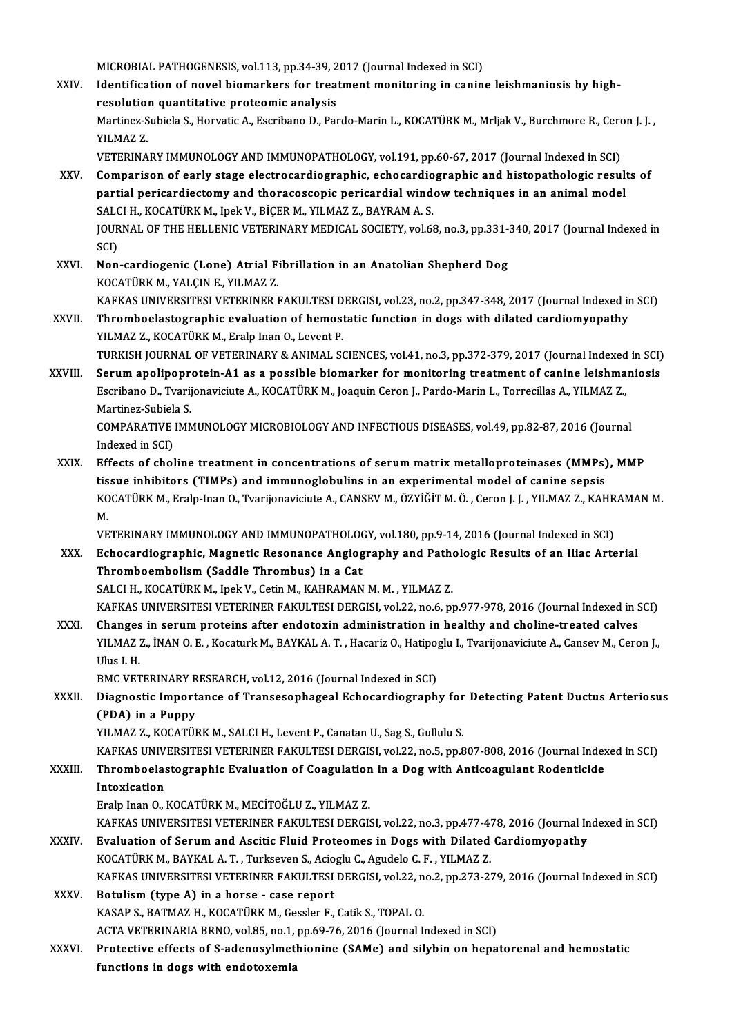MICROBIAL PATHOGENESIS, vol.113, pp.34-39, 2017 (Journal Indexed in SCI)

XXIV. **Identification of novel biomarkers for treatment monitoring in canine leishmaniosis by high-resolution quantitative proteomic analysis**
Martinez-Subiela S., Horvatic A., Escribano D., Pardo-Marin L., KOCATÜRK M., Mrljak V., Burchmore R., Ceron J. J., YILMAZ Z.
VETERINARY IMMUNOLOGY AND IMMUNOPATHOLOGY, vol.191, pp.60-67, 2017 (Journal Indexed in SCI)

XXV. **Comparison of early stage electrocardiographic, echocardiographic and histopathologic results of partial pericardiectomy and thoracoscopic pericardial window techniques in an animal model**
SALCI H., KOCATÜRK M., Ipek V., BİÇER M., YILMAZ Z., BAYRAM A. S.
JOURNAL OF THE HELLENIC VETERINARY MEDICAL SOCIETY, vol.68, no.3, pp.331-340, 2017 (Journal Indexed in SCI)

XXVI. **Non-cardiogenic (Lone) Atrial Fibrillation in an Anatolian Shepherd Dog**
KOCATÜRK M., YALÇIN E., YILMAZ Z.
KAFKAS UNIVERSITESI VETERINER FAKULTESI DERGISI, vol.23, no.2, pp.347-348, 2017 (Journal Indexed in SCI)

XXVII. **Thromboelastographic evaluation of hemostatic function in dogs with dilated cardiomyopathy**
YILMAZ Z., KOCATÜRK M., Eralp Inan O., Levent P.
TURKISH JOURNAL OF VETERINARY & ANIMAL SCIENCES, vol.41, no.3, pp.372-379, 2017 (Journal Indexed in SCI)

XXVIII. **Serum apolipoprotein-A1 as a possible biomarker for monitoring treatment of canine leishmaniosis**
Escribano D., Tvarijonaviciute A., KOCATÜRK M., Joaquin Ceron J., Pardo-Marin L., Torrecillas A., YILMAZ Z., Martinez-Subiela S.
COMPARATIVE IMMUNOLOGY MICROBIOLOGY AND INFECTIOUS DISEASES, vol.49, pp.82-87, 2016 (Journal Indexed in SCI)

XXIX. **Effects of choline treatment in concentrations of serum matrix metalloproteinases (MMPs), MMP tissue inhibitors (TIMPs) and immunoglobulins in an experimental model of canine sepsis**
KOCATÜRK M., Eralp-Inan O., Tvarijonaviciute A., CANSEV M., ÖZYİĞİT M. Ö. , Ceron J. J. , YILMAZ Z., KAHRAMAN M. M.
VETERINARY IMMUNOLOGY AND IMMUNOPATHOLOGY, vol.180, pp.9-14, 2016 (Journal Indexed in SCI)

XXX. **Echocardiographic, Magnetic Resonance Angiography and Pathologic Results of an Iliac Arterial Thromboembolism (Saddle Thrombus) in a Cat**
SALCI H., KOCATÜRK M., Ipek V., Cetin M., KAHRAMAN M. M. , YILMAZ Z.
KAFKAS UNIVERSITESI VETERINER FAKULTESI DERGISI, vol.22, no.6, pp.977-978, 2016 (Journal Indexed in SCI)

XXXI. **Changes in serum proteins after endotoxin administration in healthy and choline-treated calves**
YILMAZ Z., İNAN O. E. , Kocaturk M., BAYKAL A. T. , Hacariz O., Hatipoglu I., Tvarijonaviciute A., Cansev M., Ceron J., Ulus I. H.
BMC VETERINARY RESEARCH, vol.12, 2016 (Journal Indexed in SCI)

XXXII. **Diagnostic Importance of Transesophageal Echocardiography for Detecting Patent Ductus Arteriosus (PDA) in a Puppy**
YILMAZ Z., KOCATÜRK M., SALCI H., Levent P., Canatan U., Sag S., Gullulu S.
KAFKAS UNIVERSITESI VETERINER FAKULTESI DERGISI, vol.22, no.5, pp.807-808, 2016 (Journal Indexed in SCI)

XXXIII. **Thromboelastographic Evaluation of Coagulation in a Dog with Anticoagulant Rodenticide Intoxication**
Eralp Inan O., KOCATÜRK M., MECİTOĞLU Z., YILMAZ Z.
KAFKAS UNIVERSITESI VETERINER FAKULTESI DERGISI, vol.22, no.3, pp.477-478, 2016 (Journal Indexed in SCI)

XXXIV. **Evaluation of Serum and Ascitic Fluid Proteomes in Dogs with Dilated Cardiomyopathy**
KOCATÜRK M., BAYKAL A. T. , Turkseven S., Acioglu C., Agudelo C. F. , YILMAZ Z.
KAFKAS UNIVERSITESI VETERINER FAKULTESI DERGISI, vol.22, no.2, pp.273-279, 2016 (Journal Indexed in SCI)

XXXV. **Botulism (type A) in a horse - case report**
KASAP S., BATMAZ H., KOCATÜRK M., Gessler F., Catik S., TOPAL O.
ACTA VETERINARIA BRNO, vol.85, no.1, pp.69-76, 2016 (Journal Indexed in SCI)

XXXVI. **Protective effects of S-adenosylmethionine (SAMe) and silybin on hepatorenal and hemostatic functions in dogs with endotoxemia**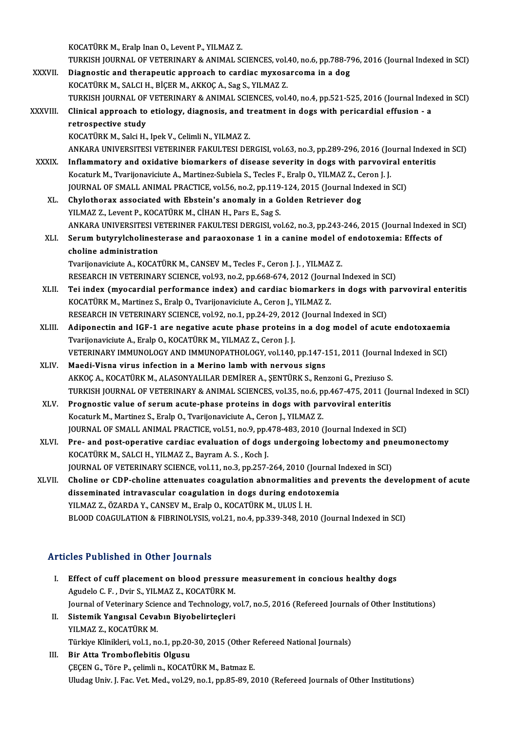KOCATÜRK M., Eralp Inan O., Levent P., YILMAZ Z.
TURKISH JOURNAL OF VETERINARY & ANIMAL SCIENCES, vol.40, no.6, pp.788-796, 2016 (Journal Indexed in SCI)

XXXVII. **Diagnostic and therapeutic approach to cardiac myxosarcoma in a dog**
KOCATÜRK M., SALCI H., BİÇER M., AKKOÇ A., Sag S., YILMAZ Z.
TURKISH JOURNAL OF VETERINARY & ANIMAL SCIENCES, vol.40, no.4, pp.521-525, 2016 (Journal Indexed in SCI)

XXXVIII. **Clinical approach to etiology, diagnosis, and treatment in dogs with pericardial effusion - a retrospective study**
KOCATÜRK M., Salci H., Ipek V., Celimli N., YILMAZ Z.
ANKARA UNIVERSITESI VETERINER FAKULTESI DERGISI, vol.63, no.3, pp.289-296, 2016 (Journal Indexed in SCI)

XXXIX. **Inflammatory and oxidative biomarkers of disease severity in dogs with parvoviral enteritis**
Kocaturk M., Tvarijonaviciute A., Martinez-Subiela S., Tecles F., Eralp O., YILMAZ Z., Ceron J. J.
JOURNAL OF SMALL ANIMAL PRACTICE, vol.56, no.2, pp.119-124, 2015 (Journal Indexed in SCI)

XL. **Chylothorax associated with Ebstein's anomaly in a Golden Retriever dog**
YILMAZ Z., Levent P., KOCATÜRK M., CİHAN H., Pars E., Sag S.
ANKARA UNIVERSITESI VETERINER FAKULTESI DERGISI, vol.62, no.3, pp.243-246, 2015 (Journal Indexed in SCI)

XLI. **Serum butyrylcholinesterase and paraoxonase 1 in a canine model of endotoxemia: Effects of choline administration**
Tvarijonaviciute A., KOCATÜRK M., CANSEV M., Tecles F., Ceron J. J. , YILMAZ Z.
RESEARCH IN VETERINARY SCIENCE, vol.93, no.2, pp.668-674, 2012 (Journal Indexed in SCI)

XLII. **Tei index (myocardial performance index) and cardiac biomarkers in dogs with parvoviral enteritis**
KOCATÜRK M., Martinez S., Eralp O., Tvarijonaviciute A., Ceron J., YILMAZ Z.
RESEARCH IN VETERINARY SCIENCE, vol.92, no.1, pp.24-29, 2012 (Journal Indexed in SCI)

XLIII. **Adiponectin and IGF-1 are negative acute phase proteins in a dog model of acute endotoxaemia**
Tvarijonaviciute A., Eralp O., KOCATÜRK M., YILMAZ Z., Ceron J. J.
VETERINARY IMMUNOLOGY AND IMMUNOPATHOLOGY, vol.140, pp.147-151, 2011 (Journal Indexed in SCI)

XLIV. **Maedi-Visna virus infection in a Merino lamb with nervous signs**
AKKOÇ A., KOCATÜRK M., ALASONYALILAR DEMİRER A., ŞENTÜRK S., Renzoni G., Preziuso S.
TURKISH JOURNAL OF VETERINARY & ANIMAL SCIENCES, vol.35, no.6, pp.467-475, 2011 (Journal Indexed in SCI)

XLV. **Prognostic value of serum acute-phase proteins in dogs with parvoviral enteritis**
Kocaturk M., Martinez S., Eralp O., Tvarijonaviciute A., Ceron J., YILMAZ Z.
JOURNAL OF SMALL ANIMAL PRACTICE, vol.51, no.9, pp.478-483, 2010 (Journal Indexed in SCI)

XLVI. **Pre- and post-operative cardiac evaluation of dogs undergoing lobectomy and pneumonectomy**
KOCATÜRK M., SALCI H., YILMAZ Z., Bayram A. S. , Koch J.
JOURNAL OF VETERINARY SCIENCE, vol.11, no.3, pp.257-264, 2010 (Journal Indexed in SCI)

XLVII. **Choline or CDP-choline attenuates coagulation abnormalities and prevents the development of acute disseminated intravascular coagulation in dogs during endotoxemia**
YILMAZ Z., ÖZARDA Y., CANSEV M., Eralp O., KOCATÜRK M., ULUS İ. H.
BLOOD COAGULATION & FIBRINOLYSIS, vol.21, no.4, pp.339-348, 2010 (Journal Indexed in SCI)

## Articles Published in Other Journals

I. **Effect of cuff placement on blood pressure measurement in concious healthy dogs**
Agudelo C. F. , Dvir S., YILMAZ Z., KOCATÜRK M.
Journal of Veterinary Science and Technology, vol.7, no.5, 2016 (Refereed Journals of Other Institutions)

II. **Sistemik Yangısal Cevabın Biyobelirteçleri**
YILMAZ Z., KOCATÜRK M.
Türkiye Klinikleri, vol.1, no.1, pp.20-30, 2015 (Other Refereed National Journals)

III. **Bir Atta Tromboflebitis Olgusu**
ÇEÇEN G., Töre P., çelimli n., KOCATÜRK M., Batmaz E.
Uludag Univ. J. Fac. Vet. Med., vol.29, no.1, pp.85-89, 2010 (Refereed Journals of Other Institutions)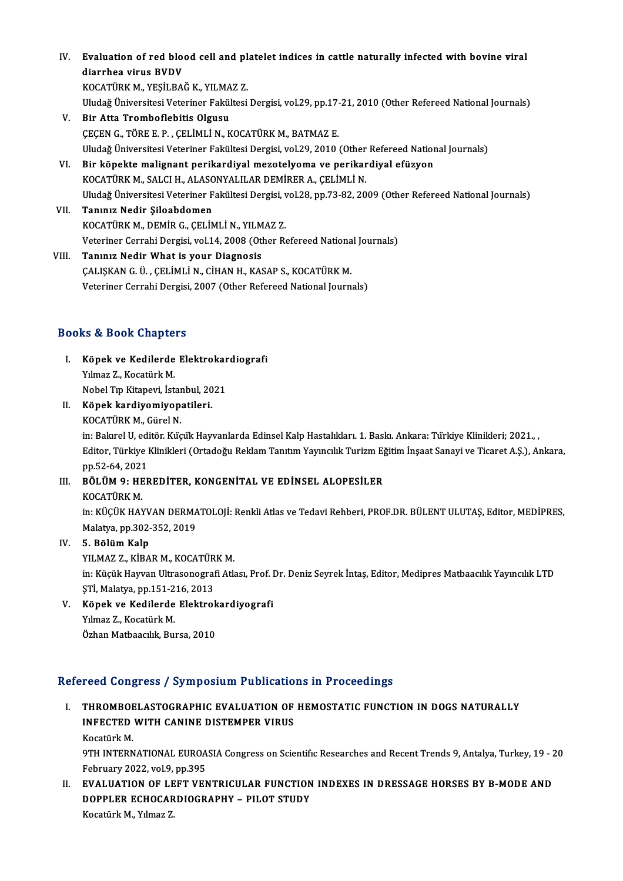IV. **Evaluation of red blood cell and platelet indices in cattle naturally infected with bovine viral diarrhea virus BVDV**
KOCATÜRK M., YEŞİLBAĞ K., YILMAZ Z.
Uludağ Üniversitesi Veteriner Fakültesi Dergisi, vol.29, pp.17-21, 2010 (Other Refereed National Journals)

V. **Bir Atta Tromboflebitis Olgusu**
ÇEÇEN G., TÖRE E. P. , ÇELİMLİ N., KOCATÜRK M., BATMAZ E.
Uludağ Üniversitesi Veteriner Fakültesi Dergisi, vol.29, 2010 (Other Refereed National Journals)

VI. **Bir köpekte malignant perikardiyal mezotelyoma ve perikardiyal efüzyon**
KOCATÜRK M., SALCI H., ALASONYALILAR DEMİRER A., ÇELİMLİ N.
Uludağ Üniversitesi Veteriner Fakültesi Dergisi, vol.28, pp.73-82, 2009 (Other Refereed National Journals)

VII. **Tanınız Nedir Şiloabdomen**
KOCATÜRK M., DEMİR G., ÇELİMLİ N., YILMAZ Z.
Veteriner Cerrahi Dergisi, vol.14, 2008 (Other Refereed National Journals)

VIII. **Tanınız Nedir What is your Diagnosis**
ÇALIŞKAN G. Ü. , ÇELİMLİ N., CİHAN H., KASAP S., KOCATÜRK M.
Veteriner Cerrahi Dergisi, 2007 (Other Refereed National Journals)

## Books & Book Chapters

I. **Köpek ve Kedilerde Elektrokardiografi**
Yılmaz Z., Kocatürk M.
Nobel Tıp Kitapevi, İstanbul, 2021

II. **Köpek kardiyomiyopatileri.**
KOCATÜRK M., Gürel N.
in: Bakırel U, editör. Küçük Hayvanlarda Edinsel Kalp Hastalıkları. 1. Baskı. Ankara: Türkiye Klinikleri; 2021., , Editor, Türkiye Klinikleri (Ortadoğu Reklam Tanıtım Yayıncılık Turizm Eğitim İnşaat Sanayi ve Ticaret A.Ş.), Ankara, pp.52-64, 2021

III. **BÖLÜM 9: HEREDİTER, KONGENİTAL VE EDİNSEL ALOPESİLER**
KOCATÜRK M.
in: KÜÇÜK HAYVAN DERMATOLOJİ: Renkli Atlas ve Tedavi Rehberi, PROF.DR. BÜLENT ULUTAŞ, Editor, MEDİPRES, Malatya, pp.302-352, 2019

IV. **5. Bölüm Kalp**
YILMAZ Z., KİBAR M., KOCATÜRK M.
in: Küçük Hayvan Ultrasonografi Atlası, Prof. Dr. Deniz Seyrek İntaş, Editor, Medipres Matbaacılık Yayıncılık LTD ŞTİ, Malatya, pp.151-216, 2013

V. **Köpek ve Kedilerde Elektrokardiyografi**
Yılmaz Z., Kocatürk M.
Özhan Matbaacılık, Bursa, 2010

## Refereed Congress / Symposium Publications in Proceedings

I. **THROMBOELASTOGRAPHIC EVALUATION OF HEMOSTATIC FUNCTION IN DOGS NATURALLY INFECTED WITH CANINE DISTEMPER VIRUS**
Kocatürk M.
9TH INTERNATIONAL EUROASIA Congress on Scientific Researches and Recent Trends 9, Antalya, Turkey, 19 - 20 February 2022, vol.9, pp.395

II. **EVALUATION OF LEFT VENTRICULAR FUNCTION INDEXES IN DRESSAGE HORSES BY B-MODE AND DOPPLER ECHOCARDIOGRAPHY – PILOT STUDY**
Kocatürk M., Yılmaz Z.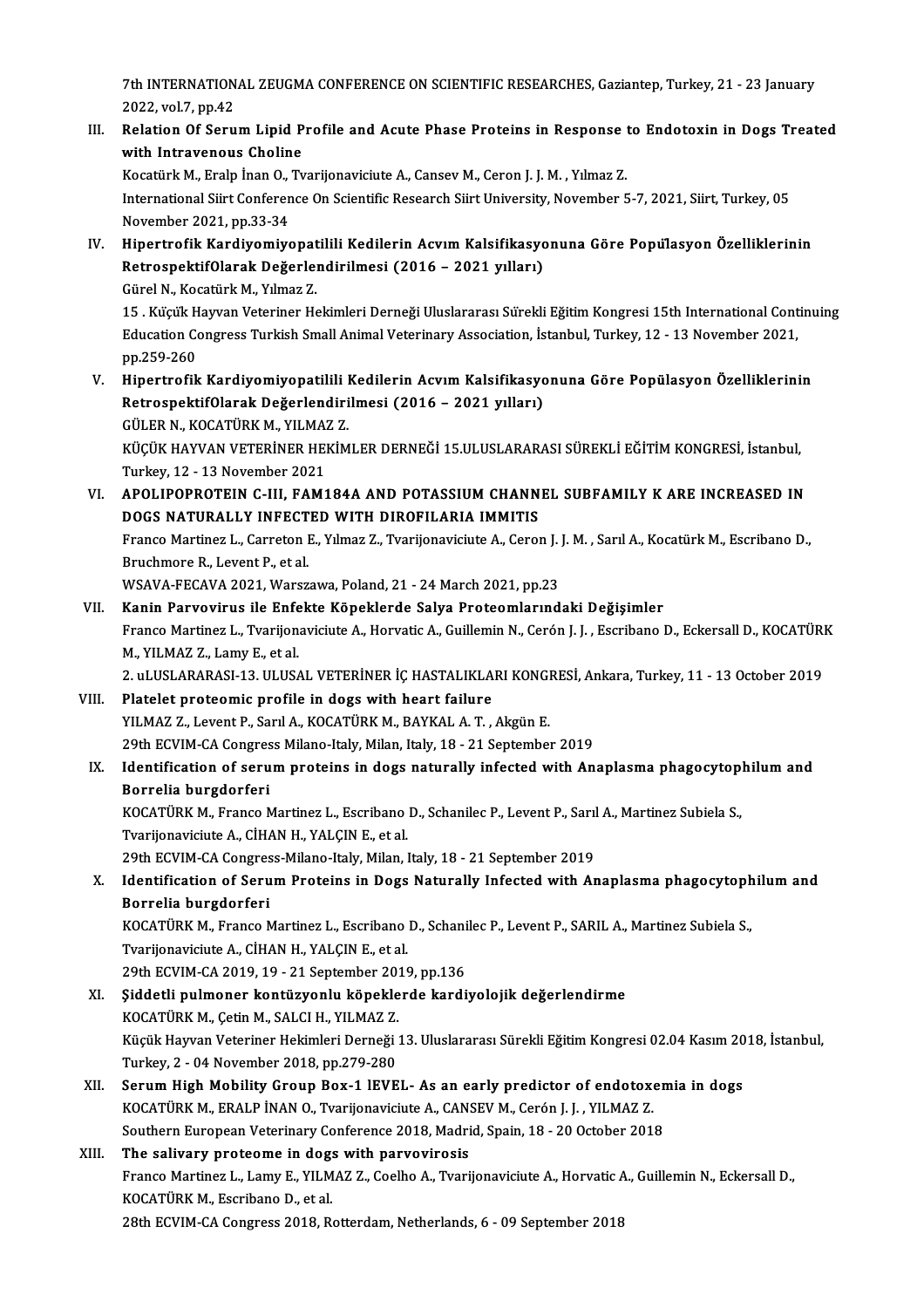7th INTERNATIONAL ZEUGMA CONFERENCE ON SCIENTIFIC RESEARCHES, Gaziantep, Turkey, 21 - 23 January 2022, vol.7, pp.42

III. **Relation Of Serum Lipid Profile and Acute Phase Proteins in Response to Endotoxin in Dogs Treated with Intravenous Choline**
Kocatürk M., Eralp İnan O., Tvarijonaviciute A., Cansev M., Ceron J. J. M. , Yılmaz Z.
International Siirt Conference On Scientific Research Siirt University, November 5-7, 2021, Siirt, Turkey, 05 November 2021, pp.33-34

IV. **Hipertrofik Kardiyomiyopatili Kedilerin Acvım Kalsifikasyonuna Göre Popülasyon Özelliklerinin RetrospektifOlarak Değerlendirilmesi (2016 – 2021 yılları)**
Gürel N., Kocatürk M., Yılmaz Z.
15 . Küçük Hayvan Veteriner Hekimleri Derneği Uluslararası Sürekli Eğitim Kongresi 15th International Continuing Education Congress Turkish Small Animal Veterinary Association, İstanbul, Turkey, 12 - 13 November 2021, pp.259-260

V. **Hipertrofik Kardiyomiyopatili Kedilerin Acvım Kalsifikasyonuna Göre Popülasyon Özelliklerinin RetrospektifOlarak Değerlendirilmesi (2016 – 2021 yılları)**
GÜLER N., KOCATÜRK M., YILMAZ Z.
KÜÇÜK HAYVAN VETERİNER HEKİMLER DERNEĞİ 15.ULUSLARARASI SÜREKLİ EĞİTİM KONGRESİ, İstanbul, Turkey, 12 - 13 November 2021

VI. **APOLIPOPROTEIN C-III, FAM184A AND POTASSIUM CHANNEL SUBFAMILY K ARE INCREASED IN DOGS NATURALLY INFECTED WITH DIROFILARIA IMMITIS**
Franco Martinez L., Carreton E., Yılmaz Z., Tvarijonaviciute A., Ceron J. J. M. , Sarıl A., Kocatürk M., Escribano D., Bruchmore R., Levent P., et al.
WSAVA-FECAVA 2021, Warszawa, Poland, 21 - 24 March 2021, pp.23

VII. **Kanin Parvovirus ile Enfekte Köpeklerde Salya Proteomlarındaki Değişimler**
Franco Martinez L., Tvarijonaviciute A., Horvatic A., Guillemin N., Cerón J. J. , Escribano D., Eckersall D., KOCATÜRK M., YILMAZ Z., Lamy E., et al.
2. uLUSLARARASI-13. ULUSAL VETERİNER İÇ HASTALIKLARI KONGRESİ, Ankara, Turkey, 11 - 13 October 2019

VIII. **Platelet proteomic profile in dogs with heart failure**
YILMAZ Z., Levent P., Sarıl A., KOCATÜRK M., BAYKAL A. T. , Akgün E.
29th ECVIM-CA Congress Milano-Italy, Milan, Italy, 18 - 21 September 2019

IX. **Identification of serum proteins in dogs naturally infected with Anaplasma phagocytophilum and Borrelia burgdorferi**
KOCATÜRK M., Franco Martinez L., Escribano D., Schanilec P., Levent P., Sarıl A., Martinez Subiela S., Tvarijonaviciute A., CİHAN H., YALÇIN E., et al.
29th ECVIM-CA Congress-Milano-Italy, Milan, Italy, 18 - 21 September 2019

X. **Identification of Serum Proteins in Dogs Naturally Infected with Anaplasma phagocytophilum and Borrelia burgdorferi**
KOCATÜRK M., Franco Martinez L., Escribano D., Schanilec P., Levent P., SARIL A., Martinez Subiela S., Tvarijonaviciute A., CİHAN H., YALÇIN E., et al.
29th ECVIM-CA 2019, 19 - 21 September 2019, pp.136

XI. **Şiddetli pulmoner kontüzyonlu köpeklerde kardiyolojik değerlendirme**
KOCATÜRK M., Çetin M., SALCI H., YILMAZ Z.
Küçük Hayvan Veteriner Hekimleri Derneği 13. Uluslararası Sürekli Eğitim Kongresi 02.04 Kasım 2018, İstanbul, Turkey, 2 - 04 November 2018, pp.279-280

XII. **Serum High Mobility Group Box-1 lEVEL- As an early predictor of endotoxemia in dogs**
KOCATÜRK M., ERALP İNAN O., Tvarijonaviciute A., CANSEV M., Cerón J. J. , YILMAZ Z.
Southern European Veterinary Conference 2018, Madrid, Spain, 18 - 20 October 2018

XIII. **The salivary proteome in dogs with parvovirosis**
Franco Martinez L., Lamy E., YILMAZ Z., Coelho A., Tvarijonaviciute A., Horvatic A., Guillemin N., Eckersall D., KOCATÜRK M., Escribano D., et al.
28th ECVIM-CA Congress 2018, Rotterdam, Netherlands, 6 - 09 September 2018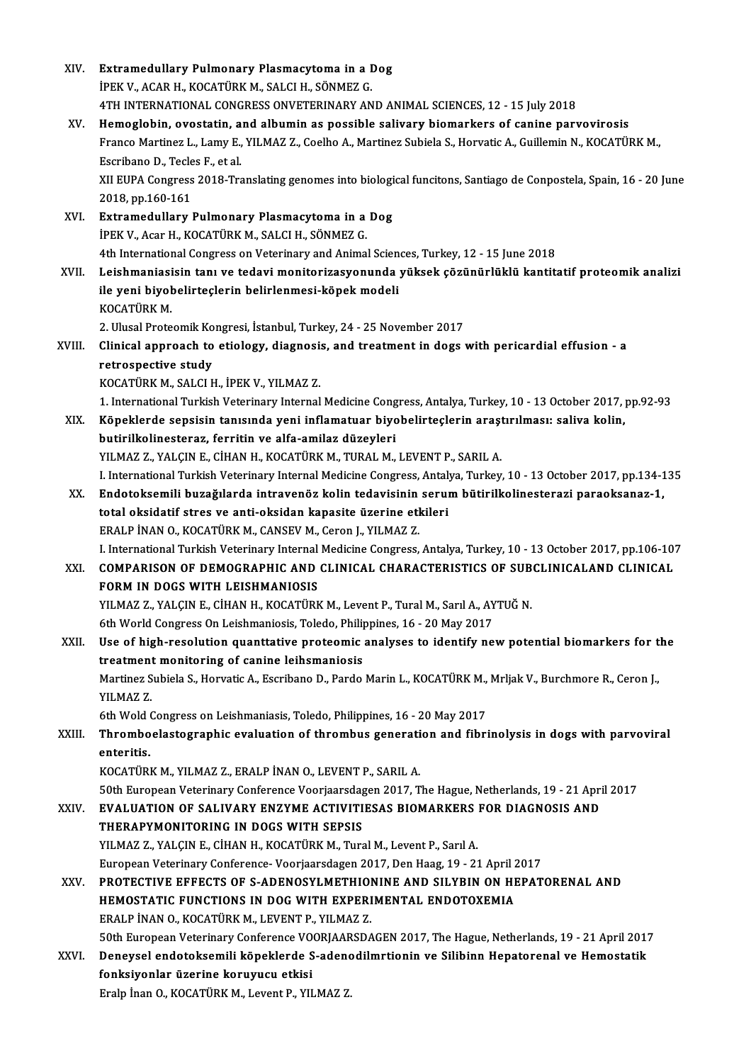XIV. **Extramedullary Pulmonary Plasmacytoma in a Dog**
İPEK V., ACAR H., KOCATÜRK M., SALCI H., SÖNMEZ G.
4TH INTERNATIONAL CONGRESS ONVETERINARY AND ANIMAL SCIENCES, 12 - 15 July 2018

XV. **Hemoglobin, ovostatin, and albumin as possible salivary biomarkers of canine parvovirosis**
Franco Martinez L., Lamy E., YILMAZ Z., Coelho A., Martinez Subiela S., Horvatic A., Guillemin N., KOCATÜRK M., Escribano D., Tecles F., et al.
XII EUPA Congress 2018-Translating genomes into biological funcitons, Santiago de Conpostela, Spain, 16 - 20 June 2018, pp.160-161

XVI. **Extramedullary Pulmonary Plasmacytoma in a Dog**
İPEK V., Acar H., KOCATÜRK M., SALCI H., SÖNMEZ G.
4th International Congress on Veterinary and Animal Sciences, Turkey, 12 - 15 June 2018

XVII. **Leishmaniasisin tanı ve tedavi monitorizasyonunda yüksek çözünürlüklü kantitatif proteomik analizi ile yeni biyobelirteçlerin belirlenmesi-köpek modeli**
KOCATÜRK M.
2. Ulusal Proteomik Kongresi, İstanbul, Turkey, 24 - 25 November 2017

XVIII. **Clinical approach to etiology, diagnosis, and treatment in dogs with pericardial effusion - a retrospective study**
KOCATÜRK M., SALCI H., İPEK V., YILMAZ Z.
1. International Turkish Veterinary Internal Medicine Congress, Antalya, Turkey, 10 - 13 October 2017, pp.92-93

XIX. **Köpeklerde sepsisin tanısında yeni inflamatuar biyobelirteçlerin araştırılması: saliva kolin, butirilkolinesteraz, ferritin ve alfa-amilaz düzeyleri**
YILMAZ Z., YALÇIN E., CİHAN H., KOCATÜRK M., TURAL M., LEVENT P., SARIL A.
I. International Turkish Veterinary Internal Medicine Congress, Antalya, Turkey, 10 - 13 October 2017, pp.134-135

XX. **Endotoksemili buzağılarda intravenöz kolin tedavisinin serum bütirilkolinesterazi paraoksanaz-1, total oksidatif stres ve anti-oksidan kapasite üzerine etkileri**
ERALP İNAN O., KOCATÜRK M., CANSEV M., Ceron J., YILMAZ Z.
I. International Turkish Veterinary Internal Medicine Congress, Antalya, Turkey, 10 - 13 October 2017, pp.106-107

XXI. **COMPARISON OF DEMOGRAPHIC AND CLINICAL CHARACTERISTICS OF SUBCLINICALAND CLINICAL FORM IN DOGS WITH LEISHMANIOSIS**
YILMAZ Z., YALÇIN E., CİHAN H., KOCATÜRK M., Levent P., Tural M., Sarıl A., AYTUĞ N.
6th World Congress On Leishmaniosis, Toledo, Philippines, 16 - 20 May 2017

XXII. **Use of high-resolution quanttative proteomic analyses to identify new potential biomarkers for the treatment monitoring of canine leihsmaniosis**
Martinez Subiela S., Horvatic A., Escribano D., Pardo Marin L., KOCATÜRK M., Mrljak V., Burchmore R., Ceron J., YILMAZ Z.
6th Wold Congress on Leishmaniasis, Toledo, Philippines, 16 - 20 May 2017

XXIII. **Thromboelastographic evaluation of thrombus generation and fibrinolysis in dogs with parvoviral enteritis.**
KOCATÜRK M., YILMAZ Z., ERALP İNAN O., LEVENT P., SARIL A.
50th European Veterinary Conference Voorjaarsdagen 2017, The Hague, Netherlands, 19 - 21 April 2017

XXIV. **EVALUATION OF SALIVARY ENZYME ACTIVITIESAS BIOMARKERS FOR DIAGNOSIS AND THERAPYMONITORING IN DOGS WITH SEPSIS**
YILMAZ Z., YALÇIN E., CİHAN H., KOCATÜRK M., Tural M., Levent P., Sarıl A.
European Veterinary Conference- Voorjaarsdagen 2017, Den Haag, 19 - 21 April 2017

XXV. **PROTECTIVE EFFECTS OF S-ADENOSYLMETHIONINE AND SILYBIN ON HEPATORENAL AND HEMOSTATIC FUNCTIONS IN DOG WITH EXPERIMENTAL ENDOTOXEMIA**
ERALP İNAN O., KOCATÜRK M., LEVENT P., YILMAZ Z.
50th European Veterinary Conference VOORJAARSDAGEN 2017, The Hague, Netherlands, 19 - 21 April 2017

XXVI. **Deneysel endotoksemili köpeklerde S-adenodilmrtionin ve Silibinn Hepatorenal ve Hemostatik fonksiyonlar üzerine koruyucu etkisi**
Eralp İnan O., KOCATÜRK M., Levent P., YILMAZ Z.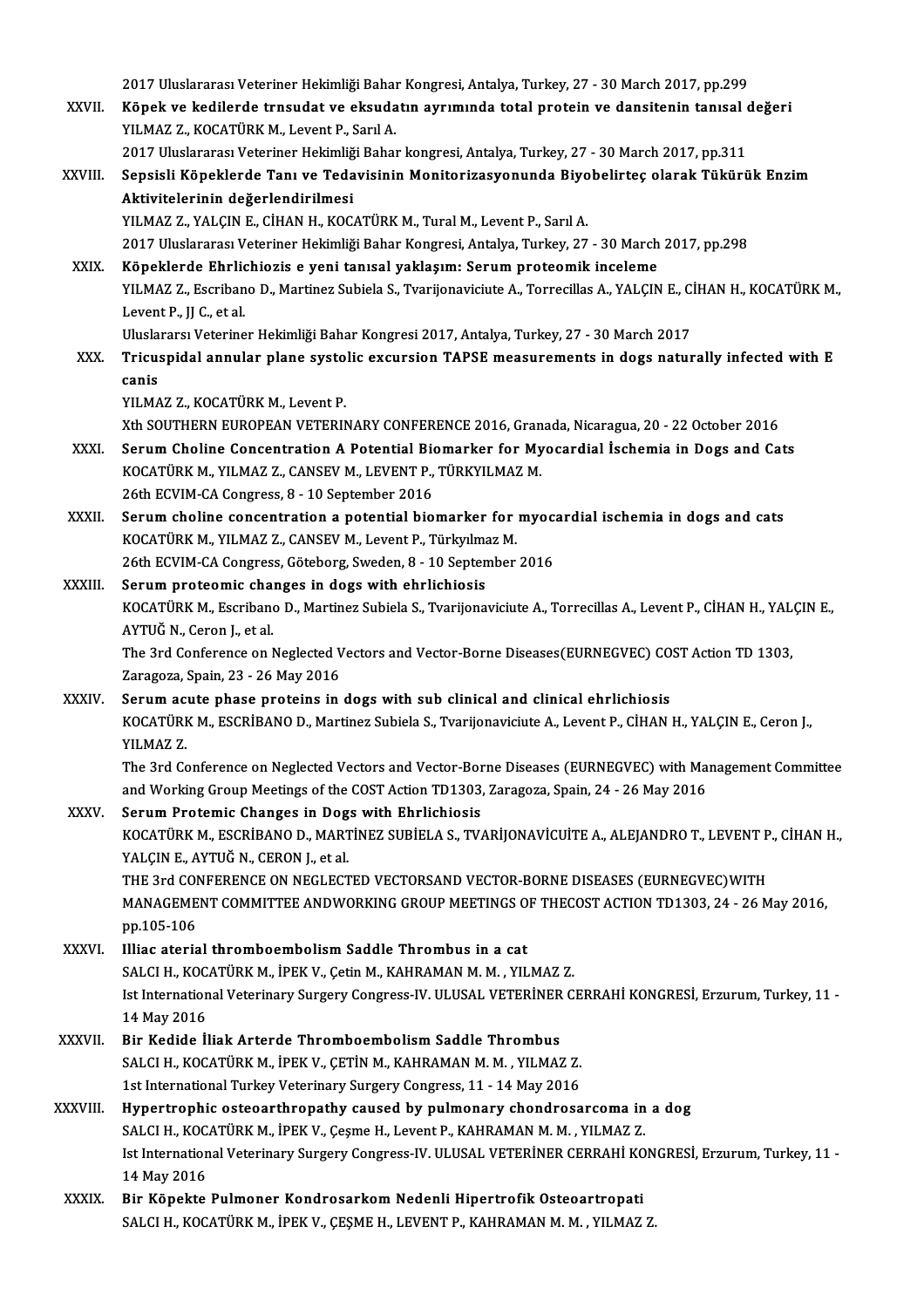2017 Uluslararası Veteriner Hekimliği Bahar Kongresi, Antalya, Turkey, 27 - 30 March 2017, pp.299

XXVII. **Köpek ve kedilerde trnsudat ve eksudatın ayrımında total protein ve dansitenin tanısal değeri**
YILMAZ Z., KOCATÜRK M., Levent P., Sarıl A.
2017 Uluslararası Veteriner Hekimliği Bahar kongresi, Antalya, Turkey, 27 - 30 March 2017, pp.311

XXVIII. **Sepsisli Köpeklerde Tanı ve Tedavisinin Monitorizasyonunda Biyobelirteç olarak Tükürük Enzim Aktivitelerinin değerlendirilmesi**
YILMAZ Z., YALÇIN E., CİHAN H., KOCATÜRK M., Tural M., Levent P., Sarıl A.
2017 Uluslararası Veteriner Hekimliği Bahar Kongresi, Antalya, Turkey, 27 - 30 March 2017, pp.298

XXIX. **Köpeklerde Ehrlichiozis e yeni tanısal yaklaşım: Serum proteomik inceleme**
YILMAZ Z., Escribano D., Martinez Subiela S., Tvarijonaviciute A., Torrecillas A., YALÇIN E., CİHAN H., KOCATÜRK M., Levent P., JJ C., et al.
Uluslararsı Veteriner Hekimliği Bahar Kongresi 2017, Antalya, Turkey, 27 - 30 March 2017

XXX. **Tricuspidal annular plane systolic excursion TAPSE measurements in dogs naturally infected with E canis**
YILMAZ Z., KOCATÜRK M., Levent P.
Xth SOUTHERN EUROPEAN VETERINARY CONFERENCE 2016, Granada, Nicaragua, 20 - 22 October 2016

XXXI. **Serum Choline Concentration A Potential Biomarker for Myocardial İschemia in Dogs and Cats**
KOCATÜRK M., YILMAZ Z., CANSEV M., LEVENT P., TÜRKYILMAZ M.
26th ECVIM-CA Congress, 8 - 10 September 2016

XXXII. **Serum choline concentration a potential biomarker for myocardial ischemia in dogs and cats**
KOCATÜRK M., YILMAZ Z., CANSEV M., Levent P., Türkyılmaz M.
26th ECVIM-CA Congress, Göteborg, Sweden, 8 - 10 September 2016

XXXIII. **Serum proteomic changes in dogs with ehrlichiosis**
KOCATÜRK M., Escribano D., Martinez Subiela S., Tvarijonaviciute A., Torrecillas A., Levent P., CİHAN H., YALÇIN E., AYTUĞ N., Ceron J., et al.
The 3rd Conference on Neglected Vectors and Vector-Borne Diseases(EURNEGVEC) COST Action TD 1303, Zaragoza, Spain, 23 - 26 May 2016

XXXIV. **Serum acute phase proteins in dogs with sub clinical and clinical ehrlichiosis**
KOCATÜRK M., ESCRİBANO D., Martinez Subiela S., Tvarijonaviciute A., Levent P., CİHAN H., YALÇIN E., Ceron J., YILMAZ Z.
The 3rd Conference on Neglected Vectors and Vector-Borne Diseases (EURNEGVEC) with Management Committee and Working Group Meetings of the COST Action TD1303, Zaragoza, Spain, 24 - 26 May 2016

XXXV. **Serum Protemic Changes in Dogs with Ehrlichiosis**
KOCATÜRK M., ESCRİBANO D., MARTİNEZ SUBİELA S., TVARİJONAVİCUİTE A., ALEJANDRO T., LEVENT P., CİHAN H., YALÇIN E., AYTUĞ N., CERON J., et al.
THE 3rd CONFERENCE ON NEGLECTED VECTORSAND VECTOR-BORNE DISEASES (EURNEGVEC)WITH MANAGEMENT COMMITTEE ANDWORKING GROUP MEETINGS OF THECOST ACTION TD1303, 24 - 26 May 2016, pp.105-106

XXXVI. **Illiac aterial thromboembolism Saddle Thrombus in a cat**
SALCI H., KOCATÜRK M., İPEK V., Çetin M., KAHRAMAN M. M. , YILMAZ Z.
Ist International Veterinary Surgery Congress-IV. ULUSAL VETERİNER CERRAHİ KONGRESİ, Erzurum, Turkey, 11 - 14 May 2016

XXXVII. **Bir Kedide İliak Arterde Thromboembolism Saddle Thrombus**
SALCI H., KOCATÜRK M., İPEK V., ÇETİN M., KAHRAMAN M. M. , YILMAZ Z.
1st International Turkey Veterinary Surgery Congress, 11 - 14 May 2016

XXXVIII. **Hypertrophic osteoarthropathy caused by pulmonary chondrosarcoma in a dog**
SALCI H., KOCATÜRK M., İPEK V., Çeşme H., Levent P., KAHRAMAN M. M. , YILMAZ Z.
Ist International Veterinary Surgery Congress-IV. ULUSAL VETERİNER CERRAHİ KONGRESİ, Erzurum, Turkey, 11 - 14 May 2016

XXXIX. **Bir Köpekte Pulmoner Kondrosarkom Nedenli Hipertrofik Osteoartropati**
SALCI H., KOCATÜRK M., İPEK V., ÇEŞME H., LEVENT P., KAHRAMAN M. M. , YILMAZ Z.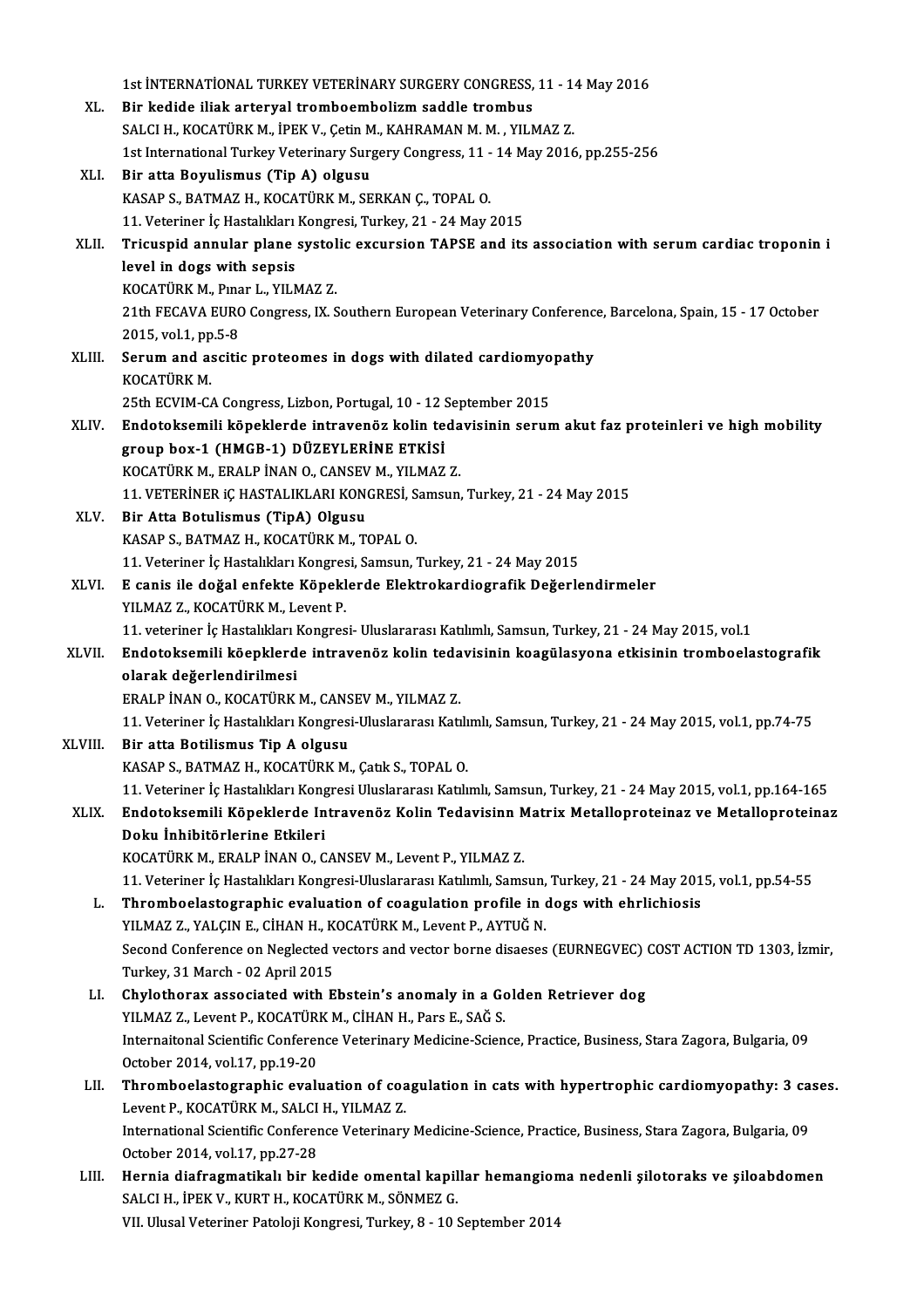1st İNTERNATİONAL TURKEY VETERİNARY SURGERY CONGRESS, 11 - 14 May 2016

XL. **Bir kedide iliak arteryal tromboembolizm saddle trombus**
SALCI H., KOCATÜRK M., İPEK V., Çetin M., KAHRAMAN M. M. , YILMAZ Z.
1st International Turkey Veterinary Surgery Congress, 11 - 14 May 2016, pp.255-256

XLI. **Bir atta Boyulismus (Tip A) olgusu**
KASAP S., BATMAZ H., KOCATÜRK M., SERKAN Ç., TOPAL O.
11. Veteriner İç Hastalıkları Kongresi, Turkey, 21 - 24 May 2015

XLII. **Tricuspid annular plane systolic excursion TAPSE and its association with serum cardiac troponin i level in dogs with sepsis**
KOCATÜRK M., Pınar L., YILMAZ Z.
21th FECAVA EURO Congress, IX. Southern European Veterinary Conference, Barcelona, Spain, 15 - 17 October 2015, vol.1, pp.5-8

XLIII. **Serum and ascitic proteomes in dogs with dilated cardiomyopathy**
KOCATÜRK M.
25th ECVIM-CA Congress, Lizbon, Portugal, 10 - 12 September 2015

XLIV. **Endotoksemili köpeklerde intravenöz kolin tedavisinin serum akut faz proteinleri ve high mobility group box-1 (HMGB-1) DÜZEYLERİNE ETKİSİ**
KOCATÜRK M., ERALP İNAN O., CANSEV M., YILMAZ Z.
11. VETERİNER iÇ HASTALIKLARI KONGRESİ, Samsun, Turkey, 21 - 24 May 2015

XLV. **Bir Atta Botulismus (TipA) Olgusu**
KASAP S., BATMAZ H., KOCATÜRK M., TOPAL O.
11. Veteriner İç Hastalıkları Kongresi, Samsun, Turkey, 21 - 24 May 2015

XLVI. **E canis ile doğal enfekte Köpeklerde Elektrokardiografik Değerlendirmeler**
YILMAZ Z., KOCATÜRK M., Levent P.
11. veteriner İç Hastalıkları Kongresi- Uluslararası Katılımlı, Samsun, Turkey, 21 - 24 May 2015, vol.1

XLVII. **Endotoksemili köepklerde intravenöz kolin tedavisinin koagülasyona etkisinin tromboelastografik olarak değerlendirilmesi**
ERALP İNAN O., KOCATÜRK M., CANSEV M., YILMAZ Z.
11. Veteriner İç Hastalıkları Kongresi-Uluslararası Katılımlı, Samsun, Turkey, 21 - 24 May 2015, vol.1, pp.74-75

XLVIII. **Bir atta Botilismus Tip A olgusu**
KASAP S., BATMAZ H., KOCATÜRK M., Çatık S., TOPAL O.
11. Veteriner İç Hastalıkları Kongresi Uluslararası Katılımlı, Samsun, Turkey, 21 - 24 May 2015, vol.1, pp.164-165

XLIX. **Endotoksemili Köpeklerde Intravenöz Kolin Tedavisinn Matrix Metalloproteinaz ve Metalloproteinaz Doku İnhibitörlerine Etkileri**
KOCATÜRK M., ERALP İNAN O., CANSEV M., Levent P., YILMAZ Z.
11. Veteriner İç Hastalıkları Kongresi-Uluslararası Katılımlı, Samsun, Turkey, 21 - 24 May 2015, vol.1, pp.54-55

L. **Thromboelastographic evaluation of coagulation profile in dogs with ehrlichiosis**
YILMAZ Z., YALÇIN E., CİHAN H., KOCATÜRK M., Levent P., AYTUĞ N.
Second Conference on Neglected vectors and vector borne disaeses (EURNEGVEC) COST ACTION TD 1303, İzmir, Turkey, 31 March - 02 April 2015

LI. **Chylothorax associated with Ebstein's anomaly in a Golden Retriever dog**
YILMAZ Z., Levent P., KOCATÜRK M., CİHAN H., Pars E., SAĞ S.
Internaitonal Scientific Conference Veterinary Medicine-Science, Practice, Business, Stara Zagora, Bulgaria, 09 October 2014, vol.17, pp.19-20

LII. **Thromboelastographic evaluation of coagulation in cats with hypertrophic cardiomyopathy: 3 cases.**
Levent P., KOCATÜRK M., SALCI H., YILMAZ Z.
International Scientific Conference Veterinary Medicine-Science, Practice, Business, Stara Zagora, Bulgaria, 09 October 2014, vol.17, pp.27-28

LIII. **Hernia diafragmatikalı bir kedide omental kapillar hemangioma nedenli şilotoraks ve şiloabdomen**
SALCI H., İPEK V., KURT H., KOCATÜRK M., SÖNMEZ G.
VII. Ulusal Veteriner Patoloji Kongresi, Turkey, 8 - 10 September 2014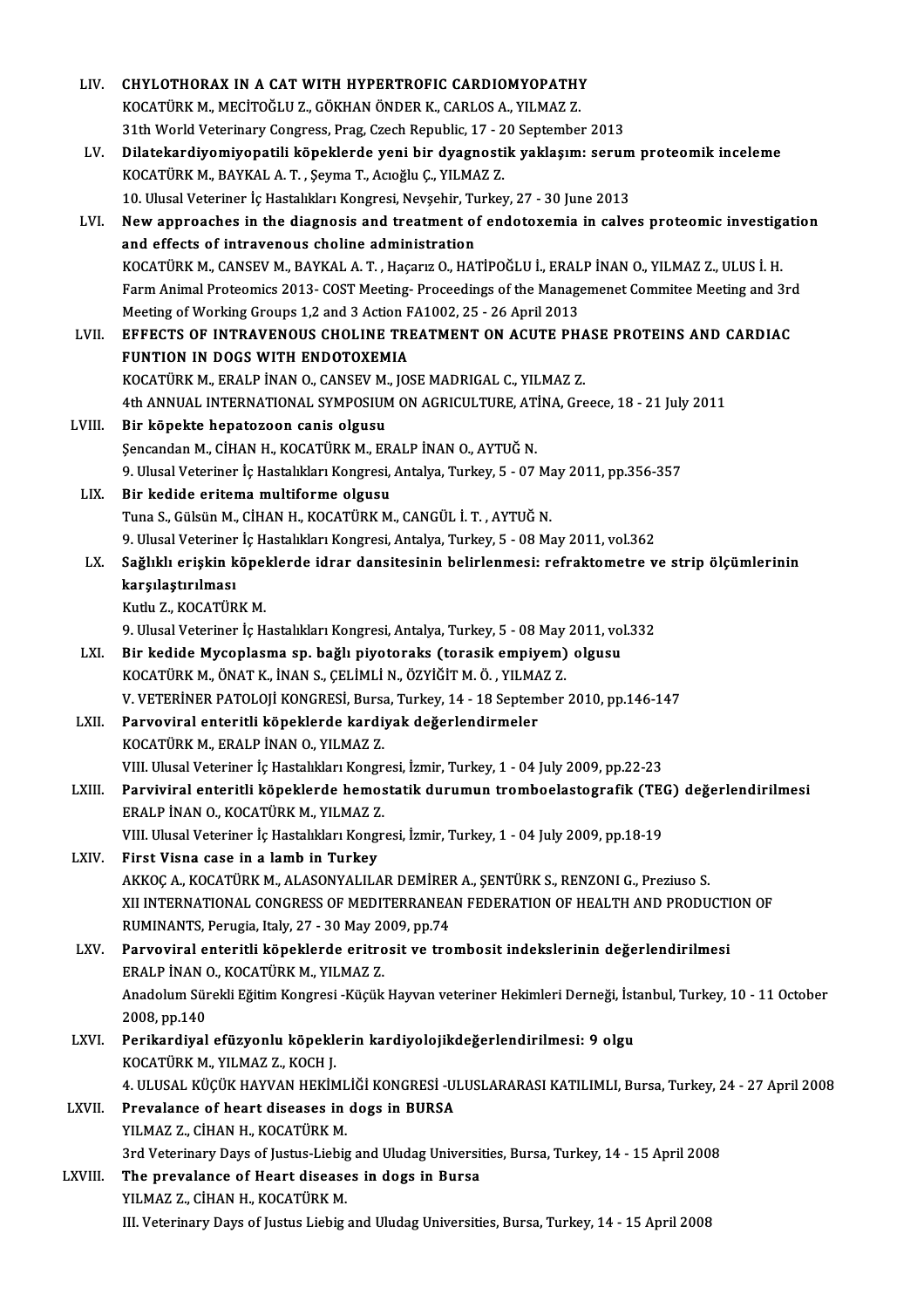LIV. **CHYLOTHORAX IN A CAT WITH HYPERTROFIC CARDIOMYOPATHY**
KOCATÜRK M., MECİTOĞLU Z., GÖKHAN ÖNDER K., CARLOS A., YILMAZ Z.
31th World Veterinary Congress, Prag, Czech Republic, 17 - 20 September 2013

LV. **Dilatekardiyomiyopatili köpeklerde yeni bir dyagnostik yaklaşım: serum proteomik inceleme**
KOCATÜRK M., BAYKAL A. T. , Şeyma T., Acıoğlu Ç., YILMAZ Z.
10. Ulusal Veteriner İç Hastalıkları Kongresi, Nevşehir, Turkey, 27 - 30 June 2013

LVI. **New approaches in the diagnosis and treatment of endotoxemia in calves proteomic investigation and effects of intravenous choline administration**
KOCATÜRK M., CANSEV M., BAYKAL A. T. , Haçarız O., HATİPOĞLU İ., ERALP İNAN O., YILMAZ Z., ULUS İ. H.
Farm Animal Proteomics 2013- COST Meeting- Proceedings of the Managemenet Commitee Meeting and 3rd Meeting of Working Groups 1,2 and 3 Action FA1002, 25 - 26 April 2013

LVII. **EFFECTS OF INTRAVENOUS CHOLINE TREATMENT ON ACUTE PHASE PROTEINS AND CARDIAC FUNTION IN DOGS WITH ENDOTOXEMIA**
KOCATÜRK M., ERALP İNAN O., CANSEV M., JOSE MADRIGAL C., YILMAZ Z.
4th ANNUAL INTERNATIONAL SYMPOSIUM ON AGRICULTURE, ATİNA, Greece, 18 - 21 July 2011

LVIII. **Bir köpekte hepatozoon canis olgusu**
Şencandan M., CİHAN H., KOCATÜRK M., ERALP İNAN O., AYTUĞ N.
9. Ulusal Veteriner İç Hastalıkları Kongresi, Antalya, Turkey, 5 - 07 May 2011, pp.356-357

LIX. **Bir kedide eritema multiforme olgusu**
Tuna S., Gülsün M., CİHAN H., KOCATÜRK M., CANGÜL İ. T. , AYTUĞ N.
9. Ulusal Veteriner İç Hastalıkları Kongresi, Antalya, Turkey, 5 - 08 May 2011, vol.362

LX. **Sağlıklı erişkin köpeklerde idrar dansitesinin belirlenmesi: refraktometre ve strip ölçümlerinin karşılaştırılması**
Kutlu Z., KOCATÜRK M.
9. Ulusal Veteriner İç Hastalıkları Kongresi, Antalya, Turkey, 5 - 08 May 2011, vol.332

LXI. **Bir kedide Mycoplasma sp. bağlı piyotoraks (torasik empiyem) olgusu**
KOCATÜRK M., ÖNAT K., İNAN S., ÇELİMLİ N., ÖZYİĞİT M. Ö. , YILMAZ Z.
V. VETERİNER PATOLOJİ KONGRESİ, Bursa, Turkey, 14 - 18 September 2010, pp.146-147

LXII. **Parvoviral enteritli köpeklerde kardiyak değerlendirmeler**
KOCATÜRK M., ERALP İNAN O., YILMAZ Z.
VIII. Ulusal Veteriner İç Hastalıkları Kongresi, İzmir, Turkey, 1 - 04 July 2009, pp.22-23

LXIII. **Parviviral enteritli köpeklerde hemostatik durumun tromboelastografik (TEG) değerlendirilmesi**
ERALP İNAN O., KOCATÜRK M., YILMAZ Z.
VIII. Ulusal Veteriner İç Hastalıkları Kongresi, İzmir, Turkey, 1 - 04 July 2009, pp.18-19

LXIV. **First Visna case in a lamb in Turkey**
AKKOÇ A., KOCATÜRK M., ALASONYALILAR DEMİRER A., ŞENTÜRK S., RENZONI G., Preziuso S.
XII INTERNATIONAL CONGRESS OF MEDITERRANEAN FEDERATION OF HEALTH AND PRODUCTION OF RUMINANTS, Perugia, Italy, 27 - 30 May 2009, pp.74

LXV. **Parvoviral enteritli köpeklerde eritrosit ve trombosit indekslerinin değerlendirilmesi**
ERALP İNAN O., KOCATÜRK M., YILMAZ Z.
Anadolum Sürekli Eğitim Kongresi -Küçük Hayvan veteriner Hekimleri Derneği, İstanbul, Turkey, 10 - 11 October 2008, pp.140

LXVI. **Perikardiyal efüzyonlu köpeklerin kardiyolojikdeğerlendirilmesi: 9 olgu**
KOCATÜRK M., YILMAZ Z., KOCH J.
4. ULUSAL KÜÇÜK HAYVAN HEKİMLİĞİ KONGRESİ -ULUSLARARASI KATILIMLI, Bursa, Turkey, 24 - 27 April 2008

LXVII. **Prevalance of heart diseases in dogs in BURSA**
YILMAZ Z., CİHAN H., KOCATÜRK M.
3rd Veterinary Days of Justus-Liebig and Uludag Universities, Bursa, Turkey, 14 - 15 April 2008

LXVIII. **The prevalance of Heart diseases in dogs in Bursa**
YILMAZ Z., CİHAN H., KOCATÜRK M.
III. Veterinary Days of Justus Liebig and Uludag Universities, Bursa, Turkey, 14 - 15 April 2008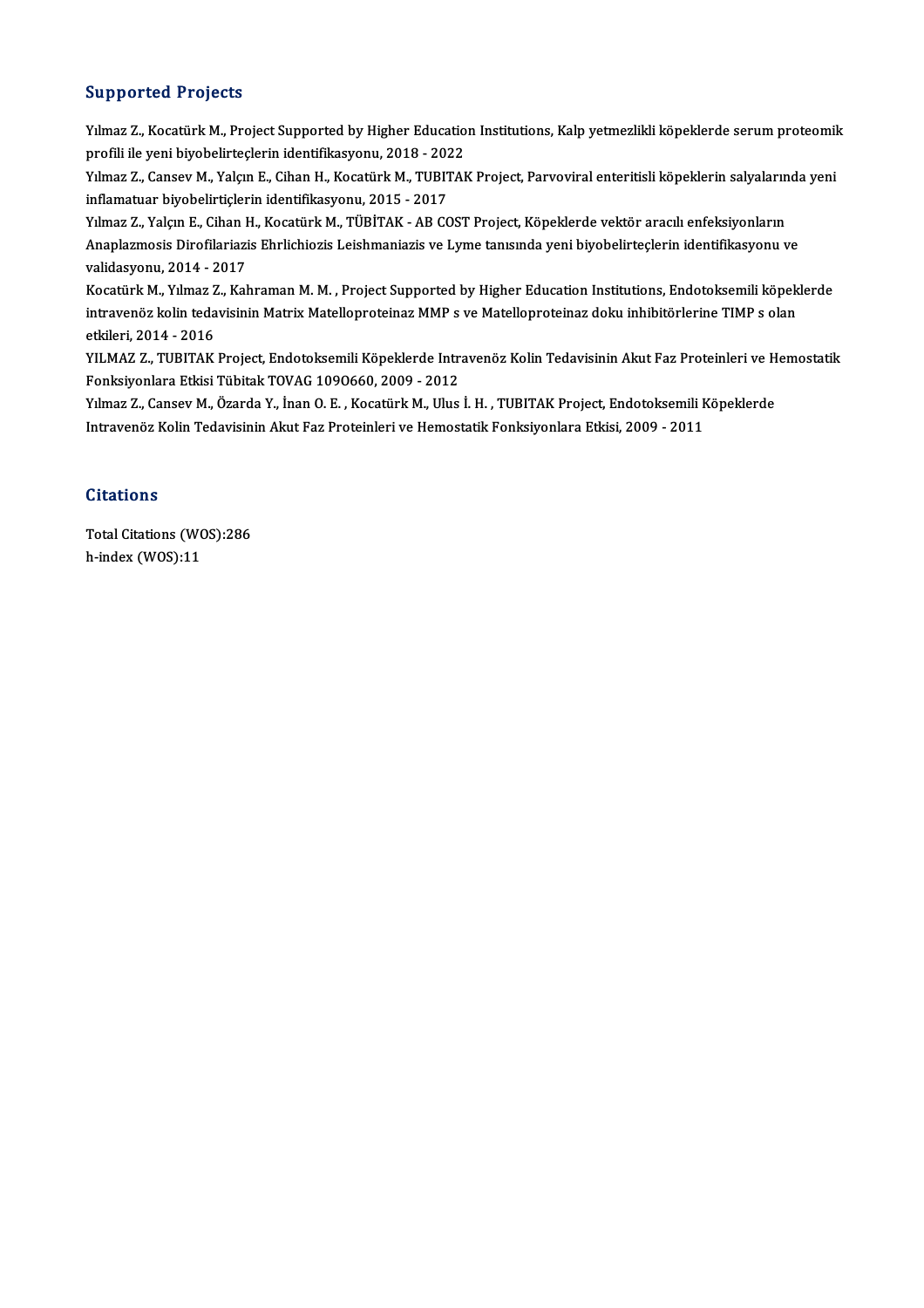## Supported Projects

Yılmaz Z., Kocatürk M., Project Supported by Higher Education Institutions, Kalp yetmezlikli köpeklerde serum proteomik profili ile yeni biyobelirteçlerin identifikasyonu, 2018 - 2022

Yılmaz Z., Cansev M., Yalçın E., Cihan H., Kocatürk M., TUBITAK Project, Parvoviral enteritisli köpeklerin salyalarında yeni inflamatuar biyobelirtiçlerin identifikasyonu, 2015 - 2017

Yılmaz Z., Yalçın E., Cihan H., Kocatürk M., TÜBİTAK - AB COST Project, Köpeklerde vektör aracılı enfeksiyonların Anaplazmosis Dirofilariazis Ehrlichiozis Leishmaniazis ve Lyme tanısında yeni biyobelirteçlerin identifikasyonu ve validasyonu, 2014 - 2017

Kocatürk M., Yılmaz Z., Kahraman M. M. , Project Supported by Higher Education Institutions, Endotoksemili köpeklerde intravenöz kolin tedavisinin Matrix Matelloproteinaz MMP s ve Matelloproteinaz doku inhibitörlerine TIMP s olan etkileri, 2014 - 2016

YILMAZ Z., TUBITAK Project, Endotoksemili Köpeklerde Intravenöz Kolin Tedavisinin Akut Faz Proteinleri ve Hemostatik Fonksiyonlara Etkisi Tübitak TOVAG 109O660, 2009 - 2012

Yılmaz Z., Cansev M., Özarda Y., İnan O. E. , Kocatürk M., Ulus İ. H. , TUBITAK Project, Endotoksemili Köpeklerde Intravenöz Kolin Tedavisinin Akut Faz Proteinleri ve Hemostatik Fonksiyonlara Etkisi, 2009 - 2011

## Citations

Total Citations (WOS):286
h-index (WOS):11